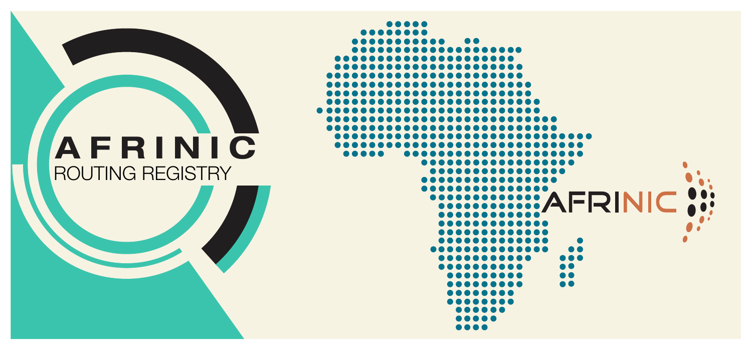# AFRINIC

ROUTING REGISTRY

AFRINIC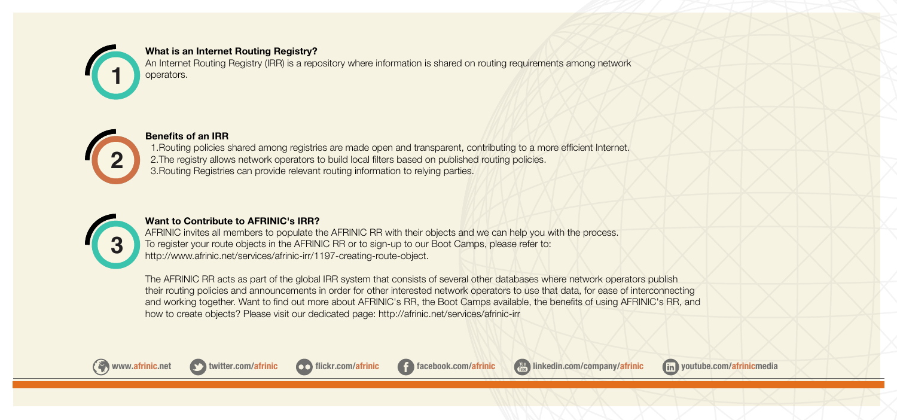## 1 What is an Internet Routing Registry?

An Internet Routing Registry (IRR) is a repository where information is shared on routing requirements among network operators.

## 2 Benefits of an IRR

1. Routing policies shared among registries are made open and transparent, contributing to a more efficient Internet.
2. The registry allows network operators to build local filters based on published routing policies.
3. Routing Registries can provide relevant routing information to relying parties.

## 3 Want to Contribute to AFRINIC's IRR?

AFRINIC invites all members to populate the AFRINIC RR with their objects and we can help you with the process. To register your route objects in the AFRINIC RR or to sign-up to our Boot Camps, please refer to: http://www.afrinic.net/services/afrinic-irr/1197-creating-route-object.

The AFRINIC RR acts as part of the global IRR system that consists of several other databases where network operators publish their routing policies and announcements in order for other interested network operators to use that data, for ease of interconnecting and working together. Want to find out more about AFRINIC's RR, the Boot Camps available, the benefits of using AFRINIC's RR, and how to create objects? Please visit our dedicated page: http://afrinic.net/services/afrinic-irr

www.afrinic.net twitter.com/afrinic flickr.com/afrinic facebook.com/afrinic linkedin.com/company/afrinic youtube.com/afrinicmedia